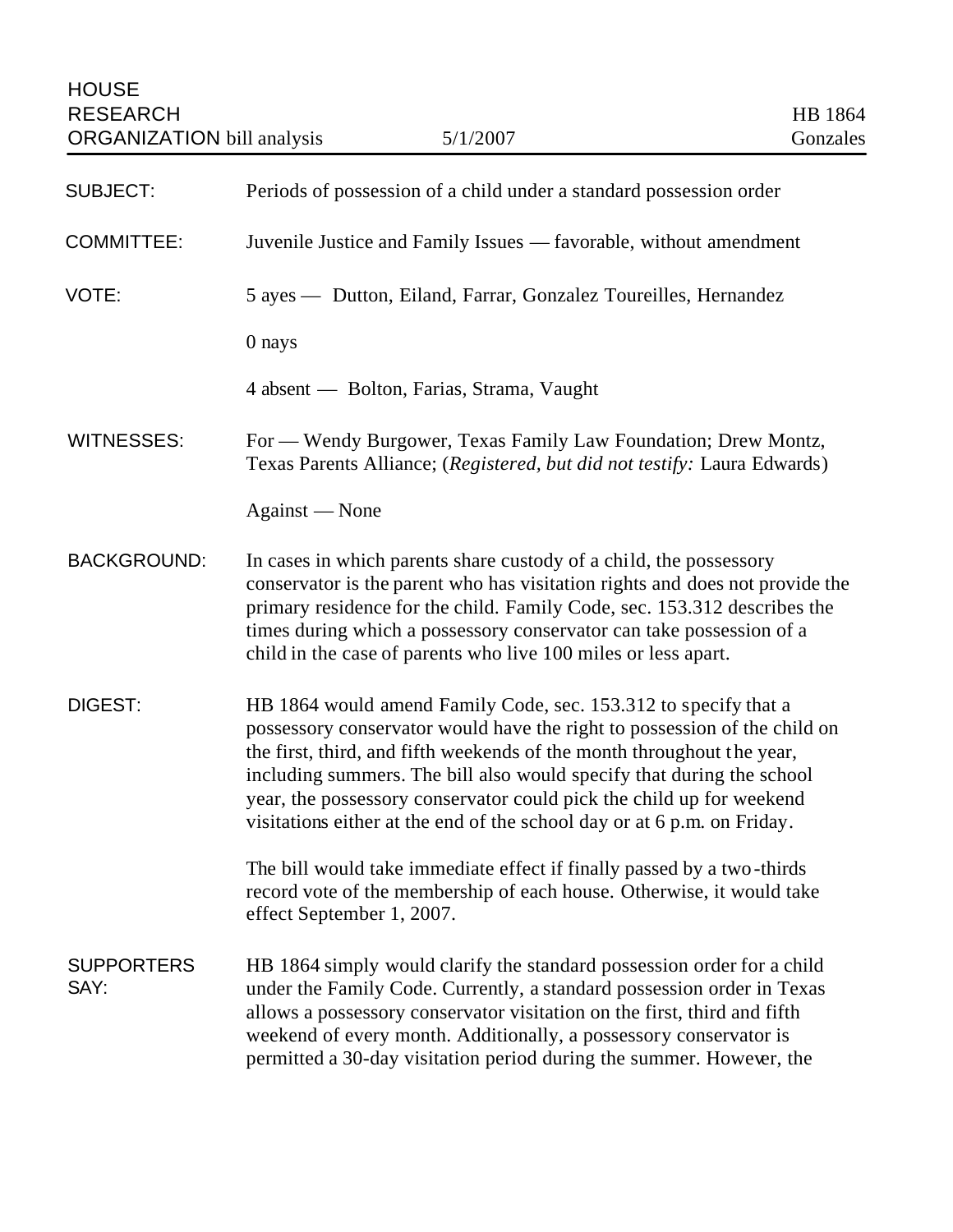HOUSE RESEARCH ORGANIZATION bill analysis — 5/1/2007 — HB 1864 — Gonzales

| | |
|---|---|
| SUBJECT: | Periods of possession of a child under a standard possession order |
| COMMITTEE: | Juvenile Justice and Family Issues — favorable, without amendment |
| VOTE: | 5 ayes — Dutton, Eiland, Farrar, Gonzalez Toureilles, Hernandez<br><br>0 nays<br><br>4 absent — Bolton, Farias, Strama, Vaught |
| WITNESSES: | For — Wendy Burgower, Texas Family Law Foundation; Drew Montz, Texas Parents Alliance; (*Registered, but did not testify:* Laura Edwards)<br><br>Against — None |
| BACKGROUND: | In cases in which parents share custody of a child, the possessory conservator is the parent who has visitation rights and does not provide the primary residence for the child. Family Code, sec. 153.312 describes the times during which a possessory conservator can take possession of a child in the case of parents who live 100 miles or less apart. |
| DIGEST: | HB 1864 would amend Family Code, sec. 153.312 to specify that a possessory conservator would have the right to possession of the child on the first, third, and fifth weekends of the month throughout the year, including summers. The bill also would specify that during the school year, the possessory conservator could pick the child up for weekend visitations either at the end of the school day or at 6 p.m. on Friday.<br><br>The bill would take immediate effect if finally passed by a two-thirds record vote of the membership of each house. Otherwise, it would take effect September 1, 2007. |
| SUPPORTERS SAY: | HB 1864 simply would clarify the standard possession order for a child under the Family Code. Currently, a standard possession order in Texas allows a possessory conservator visitation on the first, third and fifth weekend of every month. Additionally, a possessory conservator is permitted a 30-day visitation period during the summer. However, the |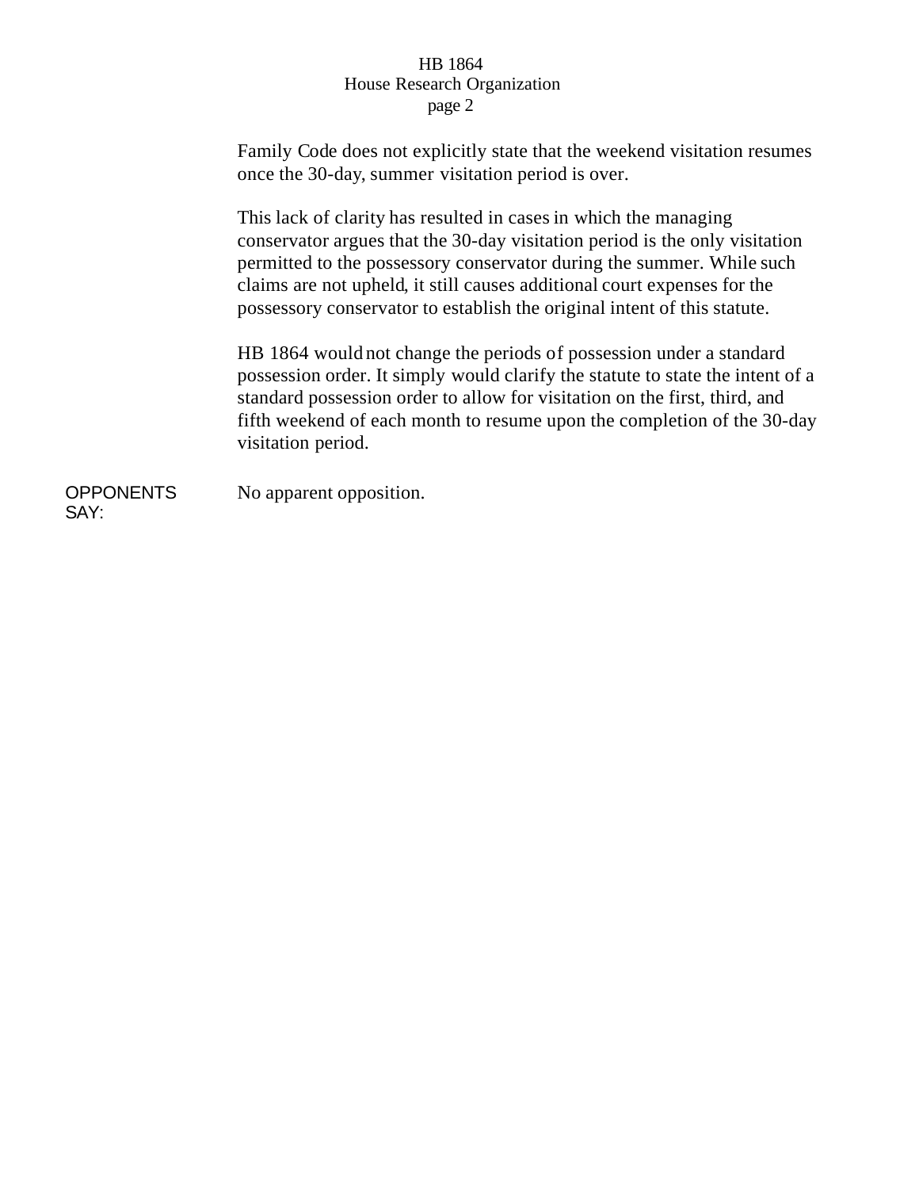Family Code does not explicitly state that the weekend visitation resumes once the 30-day, summer visitation period is over.

This lack of clarity has resulted in cases in which the managing conservator argues that the 30-day visitation period is the only visitation permitted to the possessory conservator during the summer. While such claims are not upheld, it still causes additional court expenses for the possessory conservator to establish the original intent of this statute.

HB 1864 would not change the periods of possession under a standard possession order. It simply would clarify the statute to state the intent of a standard possession order to allow for visitation on the first, third, and fifth weekend of each month to resume upon the completion of the 30-day visitation period.

**OPPONENTS SAY:**

No apparent opposition.